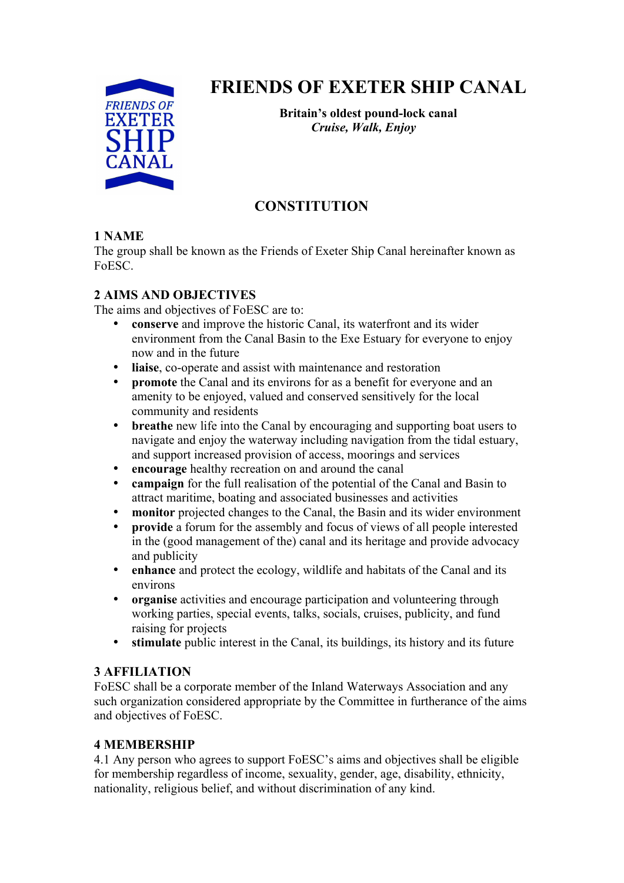# FRIENDS OF EXETER SHIP CANAL

**Britain's oldest pound-lock canal**
***Cruise, Walk, Enjoy***

## CONSTITUTION

### 1 NAME

The group shall be known as the Friends of Exeter Ship Canal hereinafter known as FoESC.

### 2 AIMS AND OBJECTIVES

The aims and objectives of FoESC are to:

- **conserve** and improve the historic Canal, its waterfront and its wider environment from the Canal Basin to the Exe Estuary for everyone to enjoy now and in the future
- **liaise**, co-operate and assist with maintenance and restoration
- **promote** the Canal and its environs for as a benefit for everyone and an amenity to be enjoyed, valued and conserved sensitively for the local community and residents
- **breathe** new life into the Canal by encouraging and supporting boat users to navigate and enjoy the waterway including navigation from the tidal estuary, and support increased provision of access, moorings and services
- **encourage** healthy recreation on and around the canal
- **campaign** for the full realisation of the potential of the Canal and Basin to attract maritime, boating and associated businesses and activities
- **monitor** projected changes to the Canal, the Basin and its wider environment
- **provide** a forum for the assembly and focus of views of all people interested in the (good management of the) canal and its heritage and provide advocacy and publicity
- **enhance** and protect the ecology, wildlife and habitats of the Canal and its environs
- **organise** activities and encourage participation and volunteering through working parties, special events, talks, socials, cruises, publicity, and fund raising for projects
- **stimulate** public interest in the Canal, its buildings, its history and its future

### 3 AFFILIATION

FoESC shall be a corporate member of the Inland Waterways Association and any such organization considered appropriate by the Committee in furtherance of the aims and objectives of FoESC.

### 4 MEMBERSHIP

4.1 Any person who agrees to support FoESC's aims and objectives shall be eligible for membership regardless of income, sexuality, gender, age, disability, ethnicity, nationality, religious belief, and without discrimination of any kind.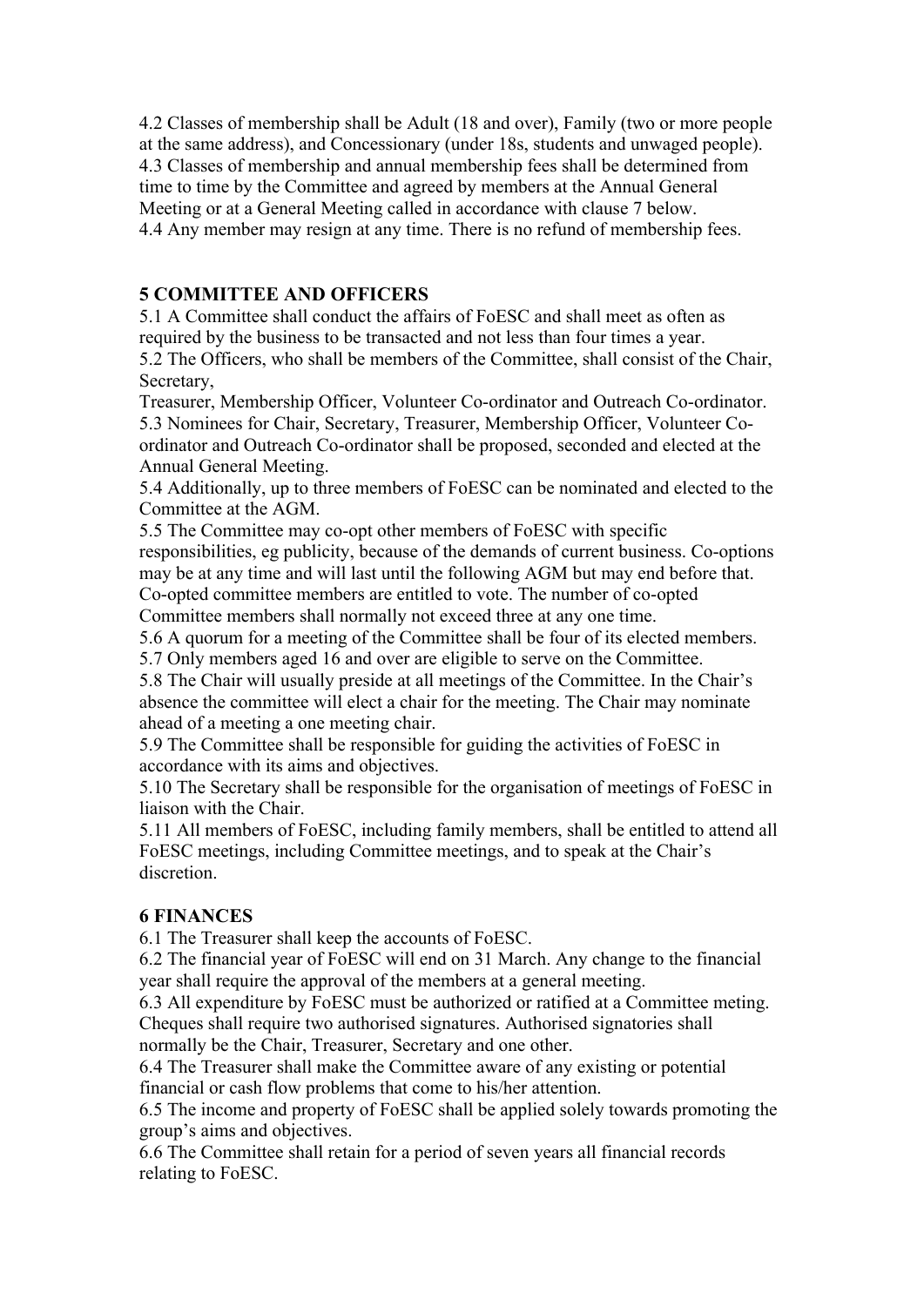4.2 Classes of membership shall be Adult (18 and over), Family (two or more people at the same address), and Concessionary (under 18s, students and unwaged people).
4.3 Classes of membership and annual membership fees shall be determined from time to time by the Committee and agreed by members at the Annual General Meeting or at a General Meeting called in accordance with clause 7 below.
4.4 Any member may resign at any time. There is no refund of membership fees.

## 5 COMMITTEE AND OFFICERS

5.1 A Committee shall conduct the affairs of FoESC and shall meet as often as required by the business to be transacted and not less than four times a year.
5.2 The Officers, who shall be members of the Committee, shall consist of the Chair, Secretary,
Treasurer, Membership Officer, Volunteer Co-ordinator and Outreach Co-ordinator.
5.3 Nominees for Chair, Secretary, Treasurer, Membership Officer, Volunteer Co-ordinator and Outreach Co-ordinator shall be proposed, seconded and elected at the Annual General Meeting.
5.4 Additionally, up to three members of FoESC can be nominated and elected to the Committee at the AGM.
5.5 The Committee may co-opt other members of FoESC with specific responsibilities, eg publicity, because of the demands of current business. Co-options may be at any time and will last until the following AGM but may end before that. Co-opted committee members are entitled to vote. The number of co-opted Committee members shall normally not exceed three at any one time.
5.6 A quorum for a meeting of the Committee shall be four of its elected members.
5.7 Only members aged 16 and over are eligible to serve on the Committee.
5.8 The Chair will usually preside at all meetings of the Committee. In the Chair's absence the committee will elect a chair for the meeting. The Chair may nominate ahead of a meeting a one meeting chair.
5.9 The Committee shall be responsible for guiding the activities of FoESC in accordance with its aims and objectives.
5.10 The Secretary shall be responsible for the organisation of meetings of FoESC in liaison with the Chair.
5.11 All members of FoESC, including family members, shall be entitled to attend all FoESC meetings, including Committee meetings, and to speak at the Chair's discretion.

## 6 FINANCES

6.1 The Treasurer shall keep the accounts of FoESC.
6.2 The financial year of FoESC will end on 31 March. Any change to the financial year shall require the approval of the members at a general meeting.
6.3 All expenditure by FoESC must be authorized or ratified at a Committee meting. Cheques shall require two authorised signatures. Authorised signatories shall normally be the Chair, Treasurer, Secretary and one other.
6.4 The Treasurer shall make the Committee aware of any existing or potential financial or cash flow problems that come to his/her attention.
6.5 The income and property of FoESC shall be applied solely towards promoting the group's aims and objectives.
6.6 The Committee shall retain for a period of seven years all financial records relating to FoESC.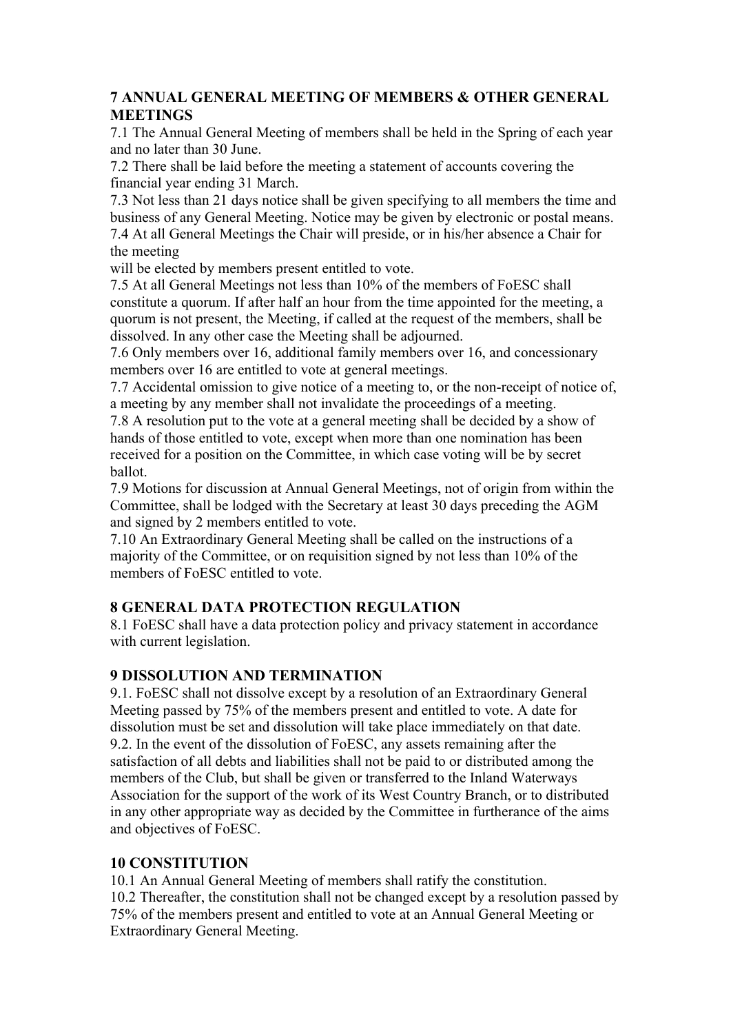## 7 ANNUAL GENERAL MEETING OF MEMBERS & OTHER GENERAL MEETINGS

7.1 The Annual General Meeting of members shall be held in the Spring of each year and no later than 30 June.

7.2 There shall be laid before the meeting a statement of accounts covering the financial year ending 31 March.

7.3 Not less than 21 days notice shall be given specifying to all members the time and business of any General Meeting. Notice may be given by electronic or postal means.

7.4 At all General Meetings the Chair will preside, or in his/her absence a Chair for the meeting will be elected by members present entitled to vote.

7.5 At all General Meetings not less than 10% of the members of FoESC shall constitute a quorum. If after half an hour from the time appointed for the meeting, a quorum is not present, the Meeting, if called at the request of the members, shall be dissolved. In any other case the Meeting shall be adjourned.

7.6 Only members over 16, additional family members over 16, and concessionary members over 16 are entitled to vote at general meetings.

7.7 Accidental omission to give notice of a meeting to, or the non-receipt of notice of, a meeting by any member shall not invalidate the proceedings of a meeting.

7.8 A resolution put to the vote at a general meeting shall be decided by a show of hands of those entitled to vote, except when more than one nomination has been received for a position on the Committee, in which case voting will be by secret ballot.

7.9 Motions for discussion at Annual General Meetings, not of origin from within the Committee, shall be lodged with the Secretary at least 30 days preceding the AGM and signed by 2 members entitled to vote.

7.10 An Extraordinary General Meeting shall be called on the instructions of a majority of the Committee, or on requisition signed by not less than 10% of the members of FoESC entitled to vote.

## 8 GENERAL DATA PROTECTION REGULATION

8.1 FoESC shall have a data protection policy and privacy statement in accordance with current legislation.

## 9 DISSOLUTION AND TERMINATION

9.1. FoESC shall not dissolve except by a resolution of an Extraordinary General Meeting passed by 75% of the members present and entitled to vote. A date for dissolution must be set and dissolution will take place immediately on that date.

9.2. In the event of the dissolution of FoESC, any assets remaining after the satisfaction of all debts and liabilities shall not be paid to or distributed among the members of the Club, but shall be given or transferred to the Inland Waterways Association for the support of the work of its West Country Branch, or to distributed in any other appropriate way as decided by the Committee in furtherance of the aims and objectives of FoESC.

## 10 CONSTITUTION

10.1 An Annual General Meeting of members shall ratify the constitution.

10.2 Thereafter, the constitution shall not be changed except by a resolution passed by 75% of the members present and entitled to vote at an Annual General Meeting or Extraordinary General Meeting.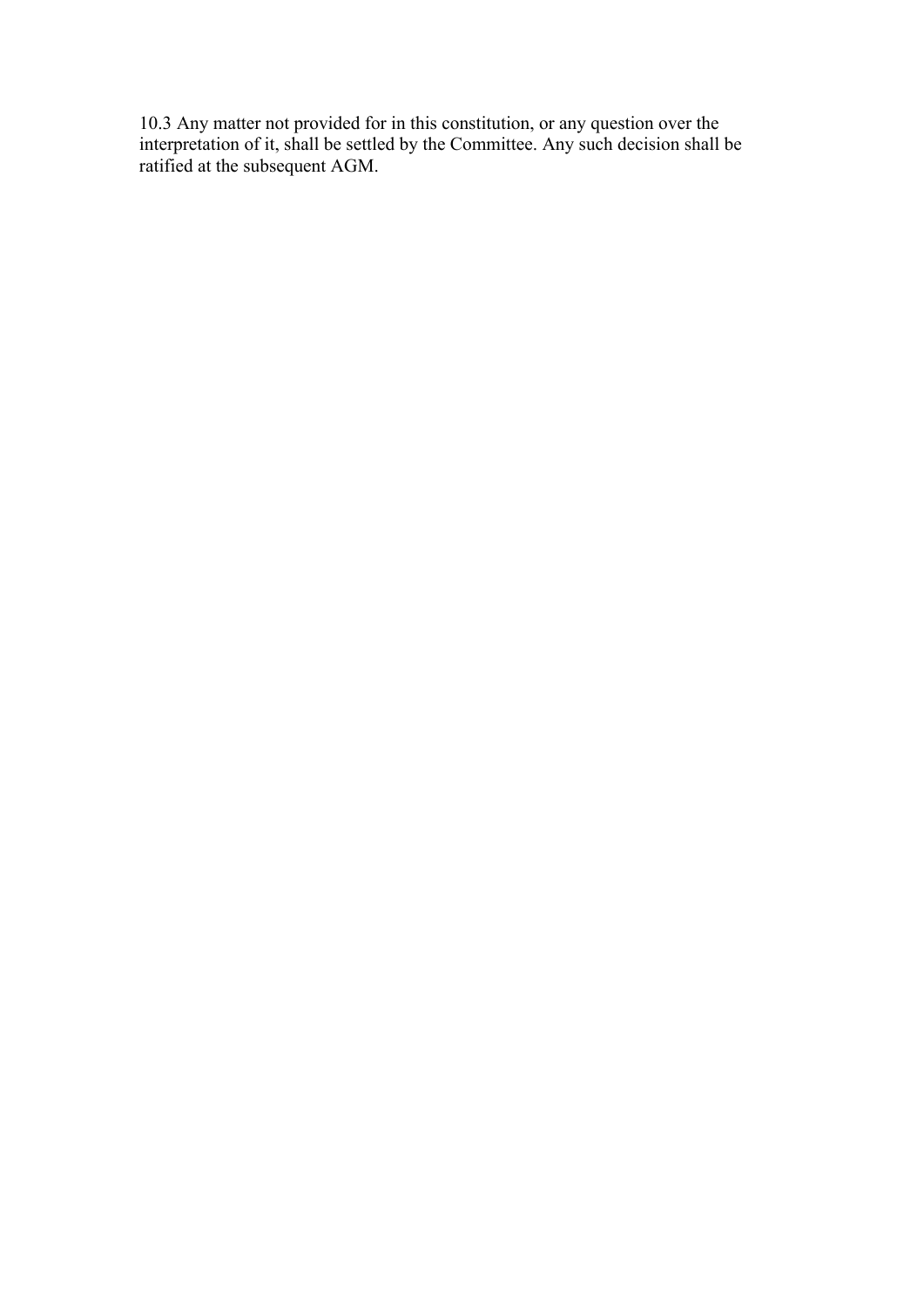10.3 Any matter not provided for in this constitution, or any question over the interpretation of it, shall be settled by the Committee. Any such decision shall be ratified at the subsequent AGM.